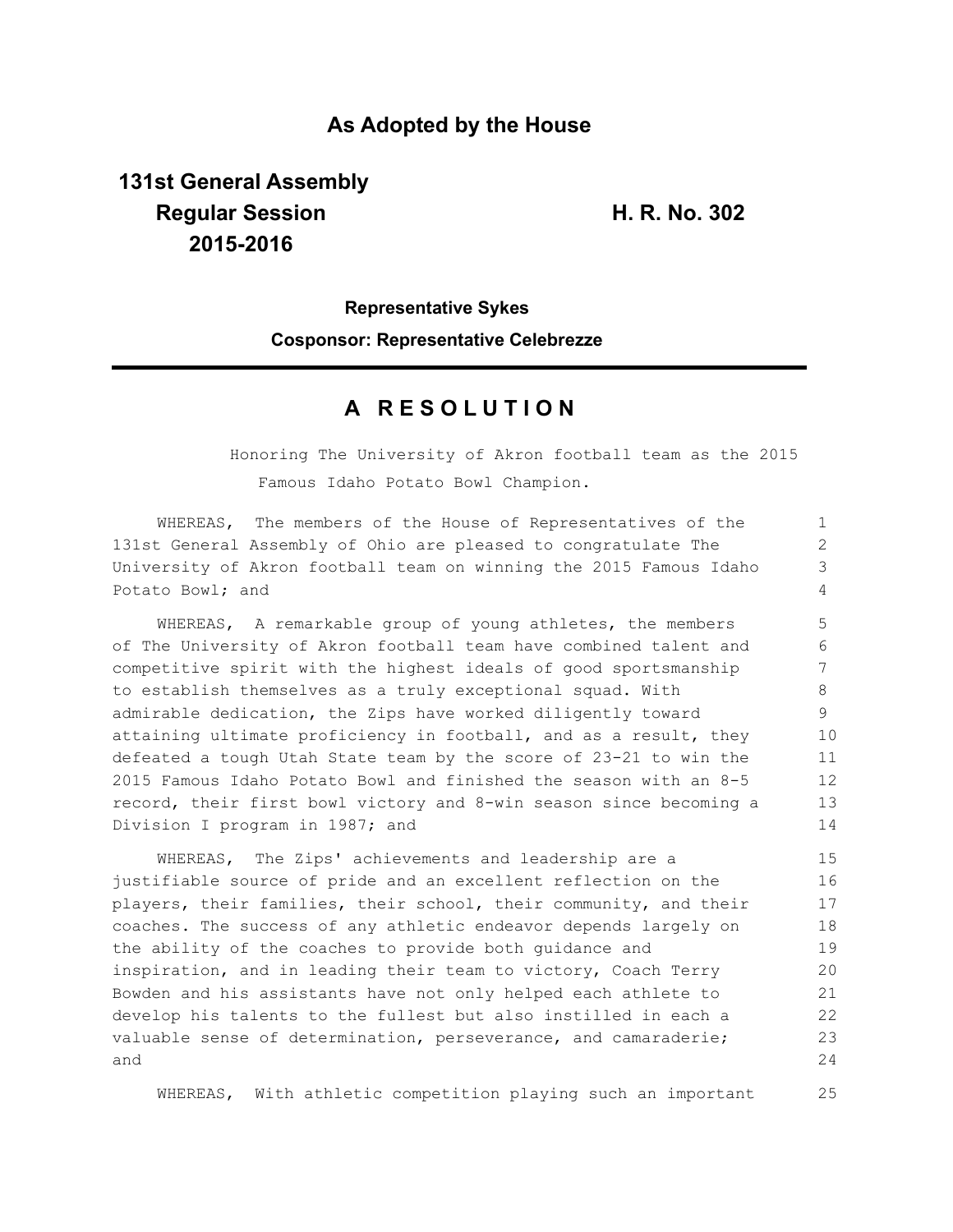## As Adopted by the House

**131st General Assembly**
**Regular Session**
**2015-2016**

**H. R. No. 302**

**Representative Sykes**

**Cosponsor: Representative Celebrezze**

# A R E S O L U T I O N

Honoring The University of Akron football team as the 2015 Famous Idaho Potato Bowl Champion.

WHEREAS, The members of the House of Representatives of the 131st General Assembly of Ohio are pleased to congratulate The University of Akron football team on winning the 2015 Famous Idaho Potato Bowl; and

WHEREAS, A remarkable group of young athletes, the members of The University of Akron football team have combined talent and competitive spirit with the highest ideals of good sportsmanship to establish themselves as a truly exceptional squad. With admirable dedication, the Zips have worked diligently toward attaining ultimate proficiency in football, and as a result, they defeated a tough Utah State team by the score of 23-21 to win the 2015 Famous Idaho Potato Bowl and finished the season with an 8-5 record, their first bowl victory and 8-win season since becoming a Division I program in 1987; and

WHEREAS, The Zips' achievements and leadership are a justifiable source of pride and an excellent reflection on the players, their families, their school, their community, and their coaches. The success of any athletic endeavor depends largely on the ability of the coaches to provide both guidance and inspiration, and in leading their team to victory, Coach Terry Bowden and his assistants have not only helped each athlete to develop his talents to the fullest but also instilled in each a valuable sense of determination, perseverance, and camaraderie; and

WHEREAS, With athletic competition playing such an important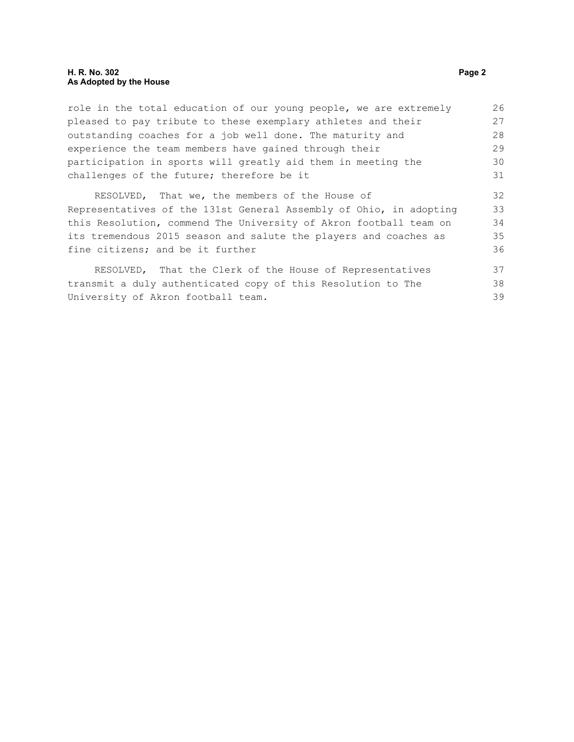role in the total education of our young people, we are extremely pleased to pay tribute to these exemplary athletes and their outstanding coaches for a job well done. The maturity and experience the team members have gained through their participation in sports will greatly aid them in meeting the challenges of the future; therefore be it

RESOLVED, That we, the members of the House of Representatives of the 131st General Assembly of Ohio, in adopting this Resolution, commend The University of Akron football team on its tremendous 2015 season and salute the players and coaches as fine citizens; and be it further

RESOLVED, That the Clerk of the House of Representatives transmit a duly authenticated copy of this Resolution to The University of Akron football team.